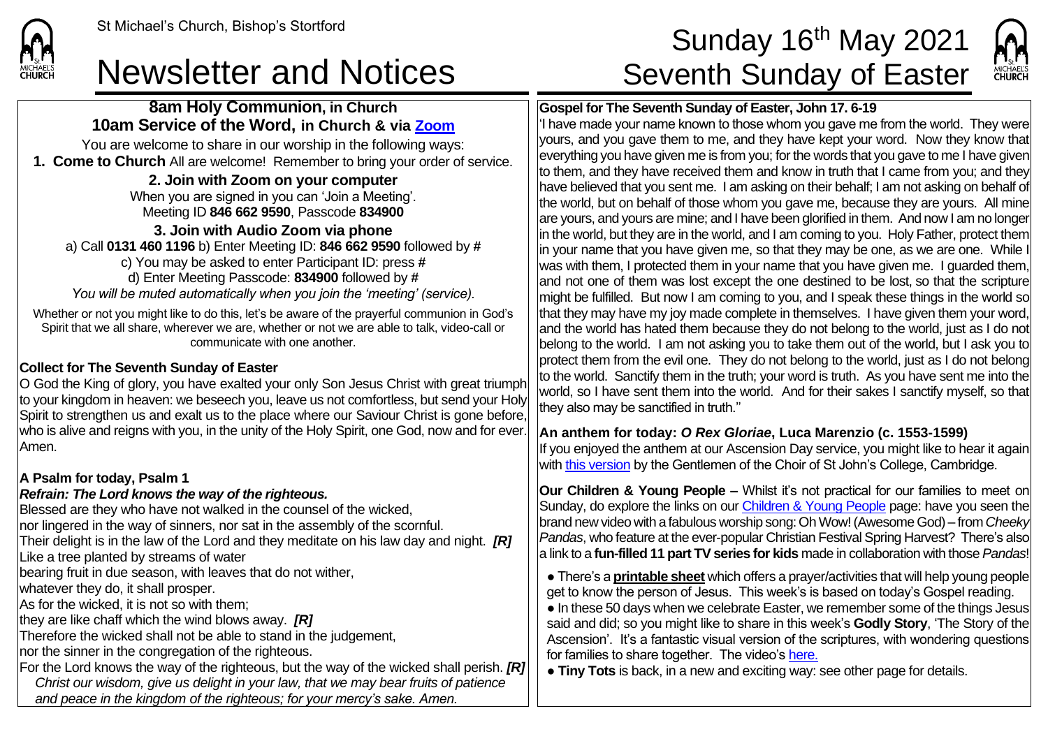St Michael's Church, Bishop's Stortford

# Newsletter and Notices

# Sunday 16th May 2021 Seventh Sunday of Easter

## 8am Holy Communion, in Church
## 10am Service of the Word, in Church & via Zoom

You are welcome to share in our worship in the following ways:

**1. Come to Church** All are welcome! Remember to bring your order of service.

**2. Join with Zoom on your computer**

When you are signed in you can 'Join a Meeting'.
Meeting ID **846 662 9590**, Passcode **834900**

**3. Join with Audio Zoom via phone**

a) Call **0131 460 1196** b) Enter Meeting ID: **846 662 9590** followed by **#**
c) You may be asked to enter Participant ID: press **#**
d) Enter Meeting Passcode: **834900** followed by **#**
*You will be muted automatically when you join the 'meeting' (service).*

Whether or not you might like to do this, let's be aware of the prayerful communion in God's Spirit that we all share, wherever we are, whether or not we are able to talk, video-call or communicate with one another.

**Collect for The Seventh Sunday of Easter**

O God the King of glory, you have exalted your only Son Jesus Christ with great triumph to your kingdom in heaven: we beseech you, leave us not comfortless, but send your Holy Spirit to strengthen us and exalt us to the place where our Saviour Christ is gone before, who is alive and reigns with you, in the unity of the Holy Spirit, one God, now and for ever. Amen.

**A Psalm for today, Psalm 1**

***Refrain: The Lord knows the way of the righteous.***

Blessed are they who have not walked in the counsel of the wicked,
nor lingered in the way of sinners, nor sat in the assembly of the scornful.
Their delight is in the law of the Lord and they meditate on his law day and night. ***[R]***
Like a tree planted by streams of water
bearing fruit in due season, with leaves that do not wither,
whatever they do, it shall prosper.
As for the wicked, it is not so with them;
they are like chaff which the wind blows away. ***[R]***
Therefore the wicked shall not be able to stand in the judgement,
nor the sinner in the congregation of the righteous.
For the Lord knows the way of the righteous, but the way of the wicked shall perish. ***[R]***
*Christ our wisdom, give us delight in your law, that we may bear fruits of patience and peace in the kingdom of the righteous; for your mercy's sake. Amen.*

**Gospel for The Seventh Sunday of Easter, John 17. 6-19**

'I have made your name known to those whom you gave me from the world. They were yours, and you gave them to me, and they have kept your word. Now they know that everything you have given me is from you; for the words that you gave to me I have given to them, and they have received them and know in truth that I came from you; and they have believed that you sent me. I am asking on their behalf; I am not asking on behalf of the world, but on behalf of those whom you gave me, because they are yours. All mine are yours, and yours are mine; and I have been glorified in them. And now I am no longer in the world, but they are in the world, and I am coming to you. Holy Father, protect them in your name that you have given me, so that they may be one, as we are one. While I was with them, I protected them in your name that you have given me. I guarded them, and not one of them was lost except the one destined to be lost, so that the scripture might be fulfilled. But now I am coming to you, and I speak these things in the world so that they may have my joy made complete in themselves. I have given them your word, and the world has hated them because they do not belong to the world, just as I do not belong to the world. I am not asking you to take them out of the world, but I ask you to protect them from the evil one. They do not belong to the world, just as I do not belong to the world. Sanctify them in the truth; your word is truth. As you have sent me into the world, so I have sent them into the world. And for their sakes I sanctify myself, so that they also may be sanctified in truth."

**An anthem for today: *O Rex Gloriae*, Luca Marenzio (c. 1553-1599)**

If you enjoyed the anthem at our Ascension Day service, you might like to hear it again with this version by the Gentlemen of the Choir of St John's College, Cambridge.

**Our Children & Young People –** Whilst it's not practical for our families to meet on Sunday, do explore the links on our Children & Young People page: have you seen the brand new video with a fabulous worship song: Oh Wow! (Awesome God) – from *Cheeky Pandas*, who feature at the ever-popular Christian Festival Spring Harvest? There's also a link to a **fun-filled 11 part TV series for kids** made in collaboration with those *Pandas*!

- There's a **printable sheet** which offers a prayer/activities that will help young people get to know the person of Jesus. This week's is based on today's Gospel reading.
- In these 50 days when we celebrate Easter, we remember some of the things Jesus said and did; so you might like to share in this week's **Godly Story**, 'The Story of the Ascension'. It's a fantastic visual version of the scriptures, with wondering questions for families to share together. The video's here.
- **Tiny Tots** is back, in a new and exciting way: see other page for details.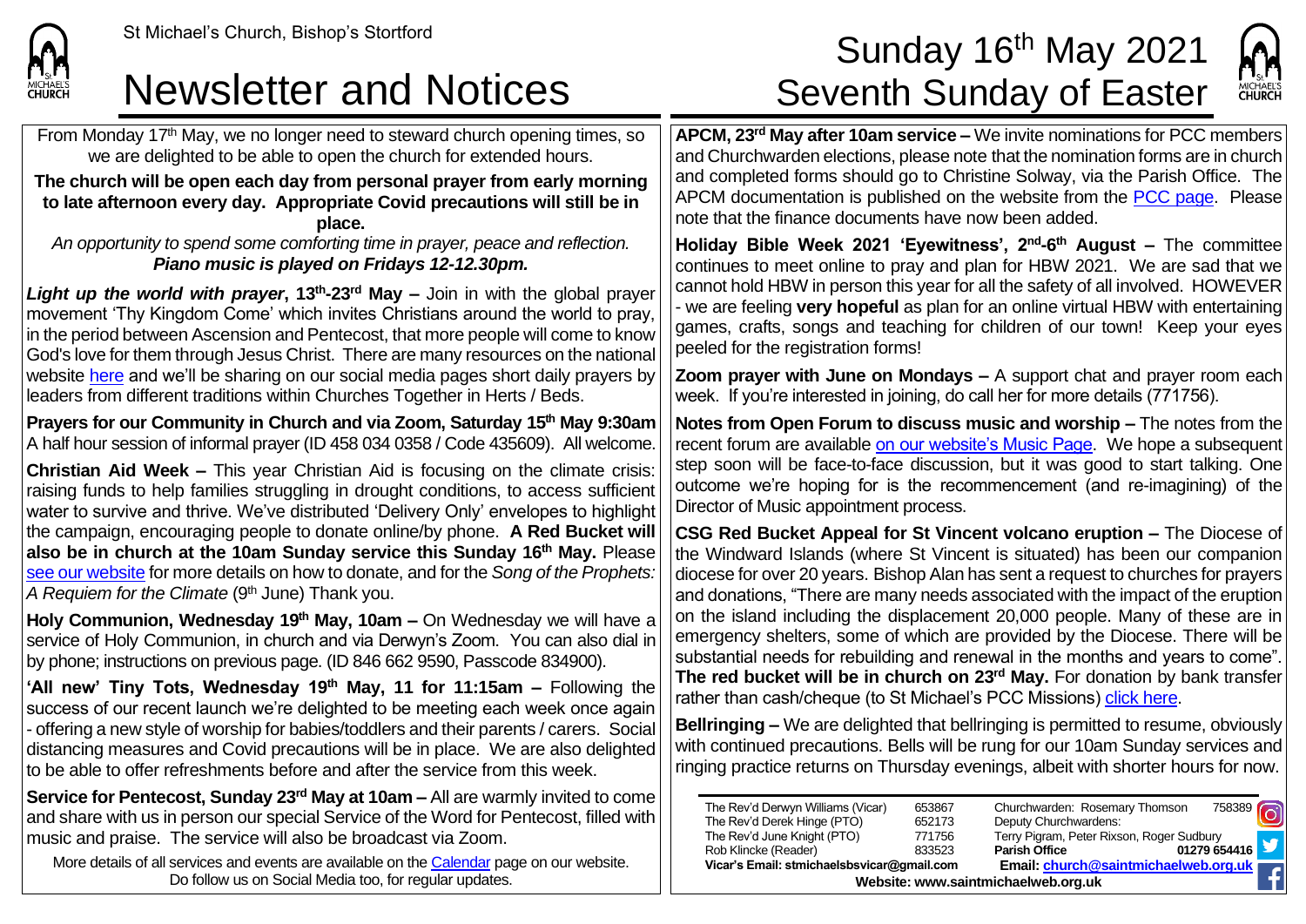St Michael's Church, Bishop's Stortford

# Newsletter and Notices

# Sunday 16th May 2021
# Seventh Sunday of Easter

From Monday 17th May, we no longer need to steward church opening times, so we are delighted to be able to open the church for extended hours.

**The church will be open each day from personal prayer from early morning to late afternoon every day. Appropriate Covid precautions will still be in place.**

*An opportunity to spend some comforting time in prayer, peace and reflection.*
***Piano music is played on Fridays 12-12.30pm.***

***Light up the world with prayer*, 13th-23rd May –** Join in with the global prayer movement 'Thy Kingdom Come' which invites Christians around the world to pray, in the period between Ascension and Pentecost, that more people will come to know God's love for them through Jesus Christ. There are many resources on the national website here and we'll be sharing on our social media pages short daily prayers by leaders from different traditions within Churches Together in Herts / Beds.

**Prayers for our Community in Church and via Zoom, Saturday 15th May 9:30am** A half hour session of informal prayer (ID 458 034 0358 / Code 435609). All welcome.

**Christian Aid Week –** This year Christian Aid is focusing on the climate crisis: raising funds to help families struggling in drought conditions, to access sufficient water to survive and thrive. We've distributed 'Delivery Only' envelopes to highlight the campaign, encouraging people to donate online/by phone. **A Red Bucket will also be in church at the 10am Sunday service this Sunday 16th May.** Please see our website for more details on how to donate, and for the *Song of the Prophets: A Requiem for the Climate* (9th June) Thank you.

**Holy Communion, Wednesday 19th May, 10am –** On Wednesday we will have a service of Holy Communion, in church and via Derwyn's Zoom. You can also dial in by phone; instructions on previous page. (ID 846 662 9590, Passcode 834900).

**'All new' Tiny Tots, Wednesday 19th May, 11 for 11:15am –** Following the success of our recent launch we're delighted to be meeting each week once again - offering a new style of worship for babies/toddlers and their parents / carers. Social distancing measures and Covid precautions will be in place. We are also delighted to be able to offer refreshments before and after the service from this week.

**Service for Pentecost, Sunday 23rd May at 10am –** All are warmly invited to come and share with us in person our special Service of the Word for Pentecost, filled with music and praise. The service will also be broadcast via Zoom.

More details of all services and events are available on the Calendar page on our website. Do follow us on Social Media too, for regular updates.

**APCM, 23rd May after 10am service –** We invite nominations for PCC members and Churchwarden elections, please note that the nomination forms are in church and completed forms should go to Christine Solway, via the Parish Office. The APCM documentation is published on the website from the PCC page. Please note that the finance documents have now been added.

**Holiday Bible Week 2021 'Eyewitness', 2nd-6th August –** The committee continues to meet online to pray and plan for HBW 2021. We are sad that we cannot hold HBW in person this year for all the safety of all involved. HOWEVER - we are feeling **very hopeful** as plan for an online virtual HBW with entertaining games, crafts, songs and teaching for children of our town! Keep your eyes peeled for the registration forms!

**Zoom prayer with June on Mondays –** A support chat and prayer room each week. If you're interested in joining, do call her for more details (771756).

**Notes from Open Forum to discuss music and worship –** The notes from the recent forum are available on our website's Music Page. We hope a subsequent step soon will be face-to-face discussion, but it was good to start talking. One outcome we're hoping for is the recommencement (and re-imagining) of the Director of Music appointment process.

**CSG Red Bucket Appeal for St Vincent volcano eruption –** The Diocese of the Windward Islands (where St Vincent is situated) has been our companion diocese for over 20 years. Bishop Alan has sent a request to churches for prayers and donations, "There are many needs associated with the impact of the eruption on the island including the displacement 20,000 people. Many of these are in emergency shelters, some of which are provided by the Diocese. There will be substantial needs for rebuilding and renewal in the months and years to come". **The red bucket will be in church on 23rd May.** For donation by bank transfer rather than cash/cheque (to St Michael's PCC Missions) click here.

**Bellringing –** We are delighted that bellringing is permitted to resume, obviously with continued precautions. Bells will be rung for our 10am Sunday services and ringing practice returns on Thursday evenings, albeit with shorter hours for now.

| | | | |
|---|---|---|---|
| The Rev'd Derwyn Williams (Vicar) | 653867 | Churchwarden: Rosemary Thomson | 758389 |
| The Rev'd Derek Hinge (PTO) | 652173 | Deputy Churchwardens: | |
| The Rev'd June Knight (PTO) | 771756 | Terry Pigram, Peter Rixson, Roger Sudbury | |
| Rob Klincke (Reader) | 833523 | **Parish Office** | **01279 654416** |

**Vicar's Email: stmichaelsbsvicar@gmail.com** **Email: church@saintmichaelweb.org.uk**
**Website: www.saintmichaelweb.org.uk**